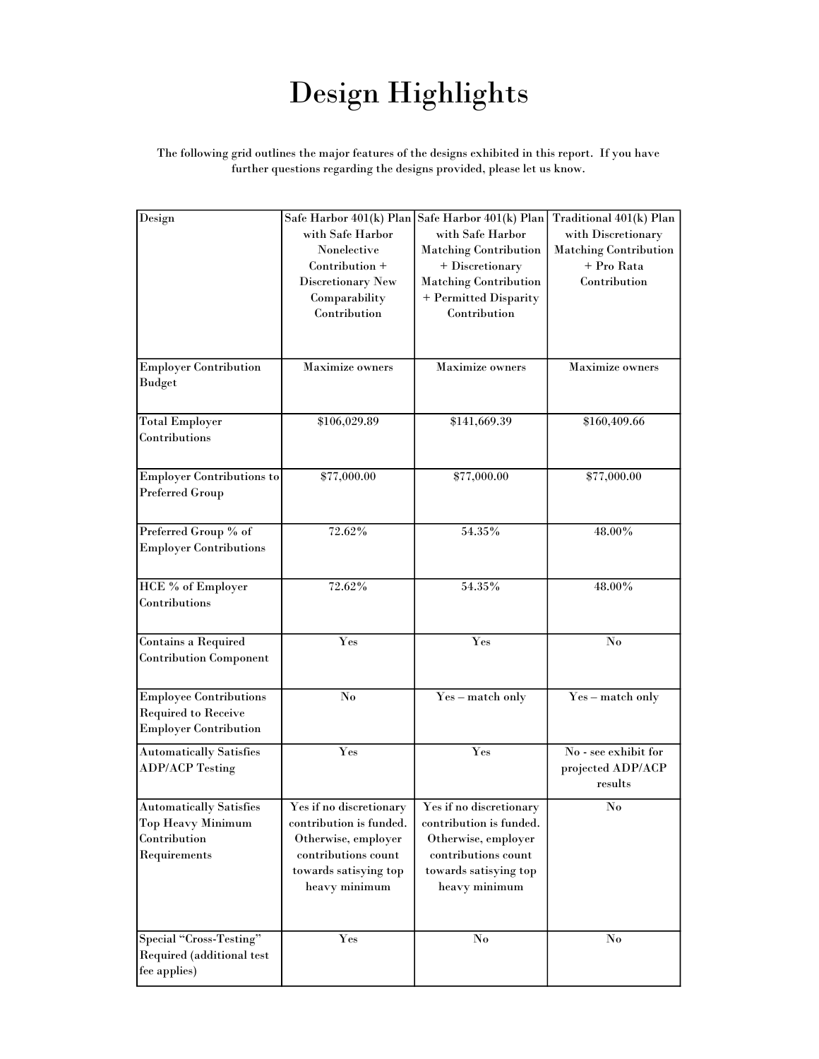# Design Highlights

The following grid outlines the major features of the designs exhibited in this report. If you have further questions regarding the designs provided, please let us know.

| Design | Safe Harbor 401(k) Plan with Safe Harbor Nonelective Contribution + Discretionary New Comparability Contribution | Safe Harbor 401(k) Plan with Safe Harbor Matching Contribution + Discretionary Matching Contribution + Permitted Disparity Contribution | Traditional 401(k) Plan with Discretionary Matching Contribution + Pro Rata Contribution |
|---|---|---|---|
| Employer Contribution Budget | Maximize owners | Maximize owners | Maximize owners |
| Total Employer Contributions | $106,029.89 | $141,669.39 | $160,409.66 |
| Employer Contributions to Preferred Group | $77,000.00 | $77,000.00 | $77,000.00 |
| Preferred Group % of Employer Contributions | 72.62% | 54.35% | 48.00% |
| HCE % of Employer Contributions | 72.62% | 54.35% | 48.00% |
| Contains a Required Contribution Component | Yes | Yes | No |
| Employee Contributions Required to Receive Employer Contribution | No | Yes – match only | Yes – match only |
| Automatically Satisfies ADP/ACP Testing | Yes | Yes | No - see exhibit for projected ADP/ACP results |
| Automatically Satisfies Top Heavy Minimum Contribution Requirements | Yes if no discretionary contribution is funded. Otherwise, employer contributions count towards satisying top heavy minimum | Yes if no discretionary contribution is funded. Otherwise, employer contributions count towards satisying top heavy minimum | No |
| Special "Cross-Testing" Required (additional test fee applies) | Yes | No | No |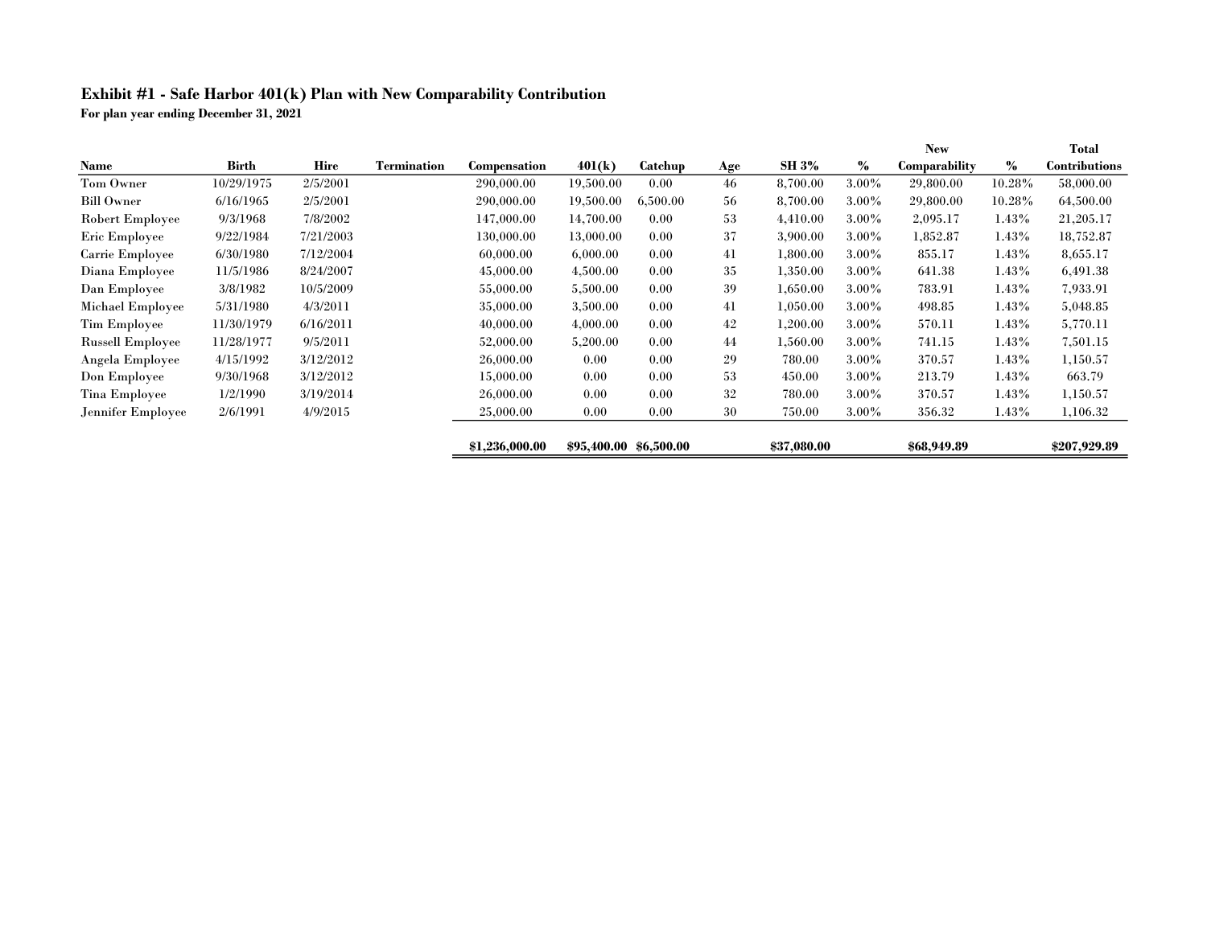## Exhibit #1 - Safe Harbor 401(k) Plan with New Comparability Contribution

**For plan year ending December 31, 2021**

| Name | Birth | Hire | Termination | Compensation | 401(k) | Catchup | Age | SH 3% | % | New Comparability | % | Total Contributions |
|---|---|---|---|---|---|---|---|---|---|---|---|---|
| Tom Owner | 10/29/1975 | 2/5/2001 | | 290,000.00 | 19,500.00 | 0.00 | 46 | 8,700.00 | 3.00% | 29,800.00 | 10.28% | 58,000.00 |
| Bill Owner | 6/16/1965 | 2/5/2001 | | 290,000.00 | 19,500.00 | 6,500.00 | 56 | 8,700.00 | 3.00% | 29,800.00 | 10.28% | 64,500.00 |
| Robert Employee | 9/3/1968 | 7/8/2002 | | 147,000.00 | 14,700.00 | 0.00 | 53 | 4,410.00 | 3.00% | 2,095.17 | 1.43% | 21,205.17 |
| Eric Employee | 9/22/1984 | 7/21/2003 | | 130,000.00 | 13,000.00 | 0.00 | 37 | 3,900.00 | 3.00% | 1,852.87 | 1.43% | 18,752.87 |
| Carrie Employee | 6/30/1980 | 7/12/2004 | | 60,000.00 | 6,000.00 | 0.00 | 41 | 1,800.00 | 3.00% | 855.17 | 1.43% | 8,655.17 |
| Diana Employee | 11/5/1986 | 8/24/2007 | | 45,000.00 | 4,500.00 | 0.00 | 35 | 1,350.00 | 3.00% | 641.38 | 1.43% | 6,491.38 |
| Dan Employee | 3/8/1982 | 10/5/2009 | | 55,000.00 | 5,500.00 | 0.00 | 39 | 1,650.00 | 3.00% | 783.91 | 1.43% | 7,933.91 |
| Michael Employee | 5/31/1980 | 4/3/2011 | | 35,000.00 | 3,500.00 | 0.00 | 41 | 1,050.00 | 3.00% | 498.85 | 1.43% | 5,048.85 |
| Tim Employee | 11/30/1979 | 6/16/2011 | | 40,000.00 | 4,000.00 | 0.00 | 42 | 1,200.00 | 3.00% | 570.11 | 1.43% | 5,770.11 |
| Russell Employee | 11/28/1977 | 9/5/2011 | | 52,000.00 | 5,200.00 | 0.00 | 44 | 1,560.00 | 3.00% | 741.15 | 1.43% | 7,501.15 |
| Angela Employee | 4/15/1992 | 3/12/2012 | | 26,000.00 | 0.00 | 0.00 | 29 | 780.00 | 3.00% | 370.57 | 1.43% | 1,150.57 |
| Don Employee | 9/30/1968 | 3/12/2012 | | 15,000.00 | 0.00 | 0.00 | 53 | 450.00 | 3.00% | 213.79 | 1.43% | 663.79 |
| Tina Employee | 1/2/1990 | 3/19/2014 | | 26,000.00 | 0.00 | 0.00 | 32 | 780.00 | 3.00% | 370.57 | 1.43% | 1,150.57 |
| Jennifer Employee | 2/6/1991 | 4/9/2015 | | 25,000.00 | 0.00 | 0.00 | 30 | 750.00 | 3.00% | 356.32 | 1.43% | 1,106.32 |
| | | | | **$1,236,000.00** | **$95,400.00** | **$6,500.00** | | **$37,080.00** | | **$68,949.89** | | **$207,929.89** |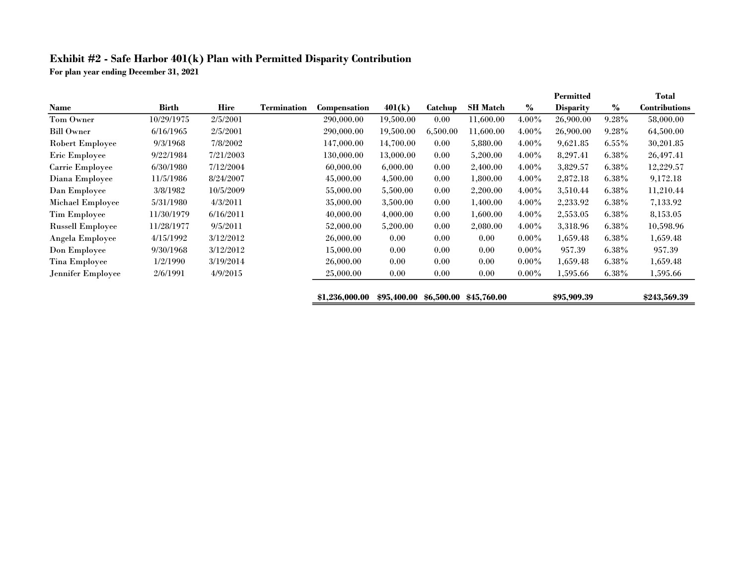# Exhibit #2 - Safe Harbor 401(k) Plan with Permitted Disparity Contribution

**For plan year ending December 31, 2021**

| Name | Birth | Hire | Termination | Compensation | 401(k) | Catchup | SH Match | % | Permitted Disparity | % | Total Contributions |
|---|---|---|---|---|---|---|---|---|---|---|---|
| Tom Owner | 10/29/1975 | 2/5/2001 | | 290,000.00 | 19,500.00 | 0.00 | 11,600.00 | 4.00% | 26,900.00 | 9.28% | 58,000.00 |
| Bill Owner | 6/16/1965 | 2/5/2001 | | 290,000.00 | 19,500.00 | 6,500.00 | 11,600.00 | 4.00% | 26,900.00 | 9.28% | 64,500.00 |
| Robert Employee | 9/3/1968 | 7/8/2002 | | 147,000.00 | 14,700.00 | 0.00 | 5,880.00 | 4.00% | 9,621.85 | 6.55% | 30,201.85 |
| Eric Employee | 9/22/1984 | 7/21/2003 | | 130,000.00 | 13,000.00 | 0.00 | 5,200.00 | 4.00% | 8,297.41 | 6.38% | 26,497.41 |
| Carrie Employee | 6/30/1980 | 7/12/2004 | | 60,000.00 | 6,000.00 | 0.00 | 2,400.00 | 4.00% | 3,829.57 | 6.38% | 12,229.57 |
| Diana Employee | 11/5/1986 | 8/24/2007 | | 45,000.00 | 4,500.00 | 0.00 | 1,800.00 | 4.00% | 2,872.18 | 6.38% | 9,172.18 |
| Dan Employee | 3/8/1982 | 10/5/2009 | | 55,000.00 | 5,500.00 | 0.00 | 2,200.00 | 4.00% | 3,510.44 | 6.38% | 11,210.44 |
| Michael Employee | 5/31/1980 | 4/3/2011 | | 35,000.00 | 3,500.00 | 0.00 | 1,400.00 | 4.00% | 2,233.92 | 6.38% | 7,133.92 |
| Tim Employee | 11/30/1979 | 6/16/2011 | | 40,000.00 | 4,000.00 | 0.00 | 1,600.00 | 4.00% | 2,553.05 | 6.38% | 8,153.05 |
| Russell Employee | 11/28/1977 | 9/5/2011 | | 52,000.00 | 5,200.00 | 0.00 | 2,080.00 | 4.00% | 3,318.96 | 6.38% | 10,598.96 |
| Angela Employee | 4/15/1992 | 3/12/2012 | | 26,000.00 | 0.00 | 0.00 | 0.00 | 0.00% | 1,659.48 | 6.38% | 1,659.48 |
| Don Employee | 9/30/1968 | 3/12/2012 | | 15,000.00 | 0.00 | 0.00 | 0.00 | 0.00% | 957.39 | 6.38% | 957.39 |
| Tina Employee | 1/2/1990 | 3/19/2014 | | 26,000.00 | 0.00 | 0.00 | 0.00 | 0.00% | 1,659.48 | 6.38% | 1,659.48 |
| Jennifer Employee | 2/6/1991 | 4/9/2015 | | 25,000.00 | 0.00 | 0.00 | 0.00 | 0.00% | 1,595.66 | 6.38% | 1,595.66 |
| | | | | **$1,236,000.00** | **$95,400.00** | **$6,500.00** | **$45,760.00** | | **$95,909.39** | | **$243,569.39** |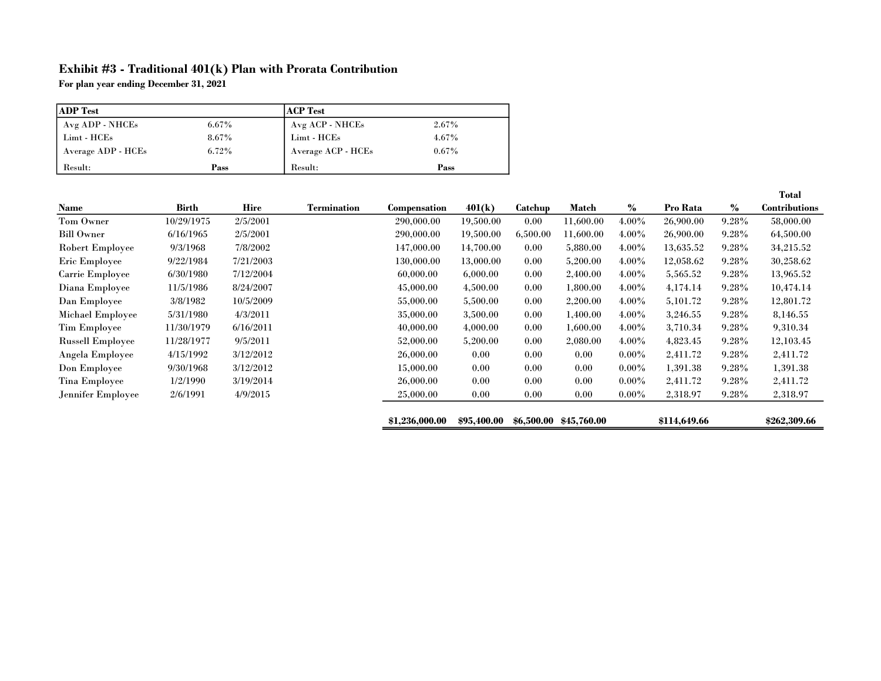## Exhibit #3 - Traditional 401(k) Plan with Prorata Contribution

**For plan year ending December 31, 2021**

| ADP Test | | ACP Test | |
|---|---|---|---|
| Avg ADP - NHCEs | 6.67% | Avg ACP - NHCEs | 2.67% |
| Limt - HCEs | 8.67% | Limt - HCEs | 4.67% |
| Average ADP - HCEs | 6.72% | Average ACP - HCEs | 0.67% |
| Result: | **Pass** | Result: | **Pass** |

| Name | Birth | Hire | Termination | Compensation | 401(k) | Catchup | Match | % | Pro Rata | % | Total Contributions |
|---|---|---|---|---|---|---|---|---|---|---|---|
| Tom Owner | 10/29/1975 | 2/5/2001 | | 290,000.00 | 19,500.00 | 0.00 | 11,600.00 | 4.00% | 26,900.00 | 9.28% | 58,000.00 |
| Bill Owner | 6/16/1965 | 2/5/2001 | | 290,000.00 | 19,500.00 | 6,500.00 | 11,600.00 | 4.00% | 26,900.00 | 9.28% | 64,500.00 |
| Robert Employee | 9/3/1968 | 7/8/2002 | | 147,000.00 | 14,700.00 | 0.00 | 5,880.00 | 4.00% | 13,635.52 | 9.28% | 34,215.52 |
| Eric Employee | 9/22/1984 | 7/21/2003 | | 130,000.00 | 13,000.00 | 0.00 | 5,200.00 | 4.00% | 12,058.62 | 9.28% | 30,258.62 |
| Carrie Employee | 6/30/1980 | 7/12/2004 | | 60,000.00 | 6,000.00 | 0.00 | 2,400.00 | 4.00% | 5,565.52 | 9.28% | 13,965.52 |
| Diana Employee | 11/5/1986 | 8/24/2007 | | 45,000.00 | 4,500.00 | 0.00 | 1,800.00 | 4.00% | 4,174.14 | 9.28% | 10,474.14 |
| Dan Employee | 3/8/1982 | 10/5/2009 | | 55,000.00 | 5,500.00 | 0.00 | 2,200.00 | 4.00% | 5,101.72 | 9.28% | 12,801.72 |
| Michael Employee | 5/31/1980 | 4/3/2011 | | 35,000.00 | 3,500.00 | 0.00 | 1,400.00 | 4.00% | 3,246.55 | 9.28% | 8,146.55 |
| Tim Employee | 11/30/1979 | 6/16/2011 | | 40,000.00 | 4,000.00 | 0.00 | 1,600.00 | 4.00% | 3,710.34 | 9.28% | 9,310.34 |
| Russell Employee | 11/28/1977 | 9/5/2011 | | 52,000.00 | 5,200.00 | 0.00 | 2,080.00 | 4.00% | 4,823.45 | 9.28% | 12,103.45 |
| Angela Employee | 4/15/1992 | 3/12/2012 | | 26,000.00 | 0.00 | 0.00 | 0.00 | 0.00% | 2,411.72 | 9.28% | 2,411.72 |
| Don Employee | 9/30/1968 | 3/12/2012 | | 15,000.00 | 0.00 | 0.00 | 0.00 | 0.00% | 1,391.38 | 9.28% | 1,391.38 |
| Tina Employee | 1/2/1990 | 3/19/2014 | | 26,000.00 | 0.00 | 0.00 | 0.00 | 0.00% | 2,411.72 | 9.28% | 2,411.72 |
| Jennifer Employee | 2/6/1991 | 4/9/2015 | | 25,000.00 | 0.00 | 0.00 | 0.00 | 0.00% | 2,318.97 | 9.28% | 2,318.97 |
| | | | | **$1,236,000.00** | **$95,400.00** | **$6,500.00** | **$45,760.00** | | **$114,649.66** | | **$262,309.66** |